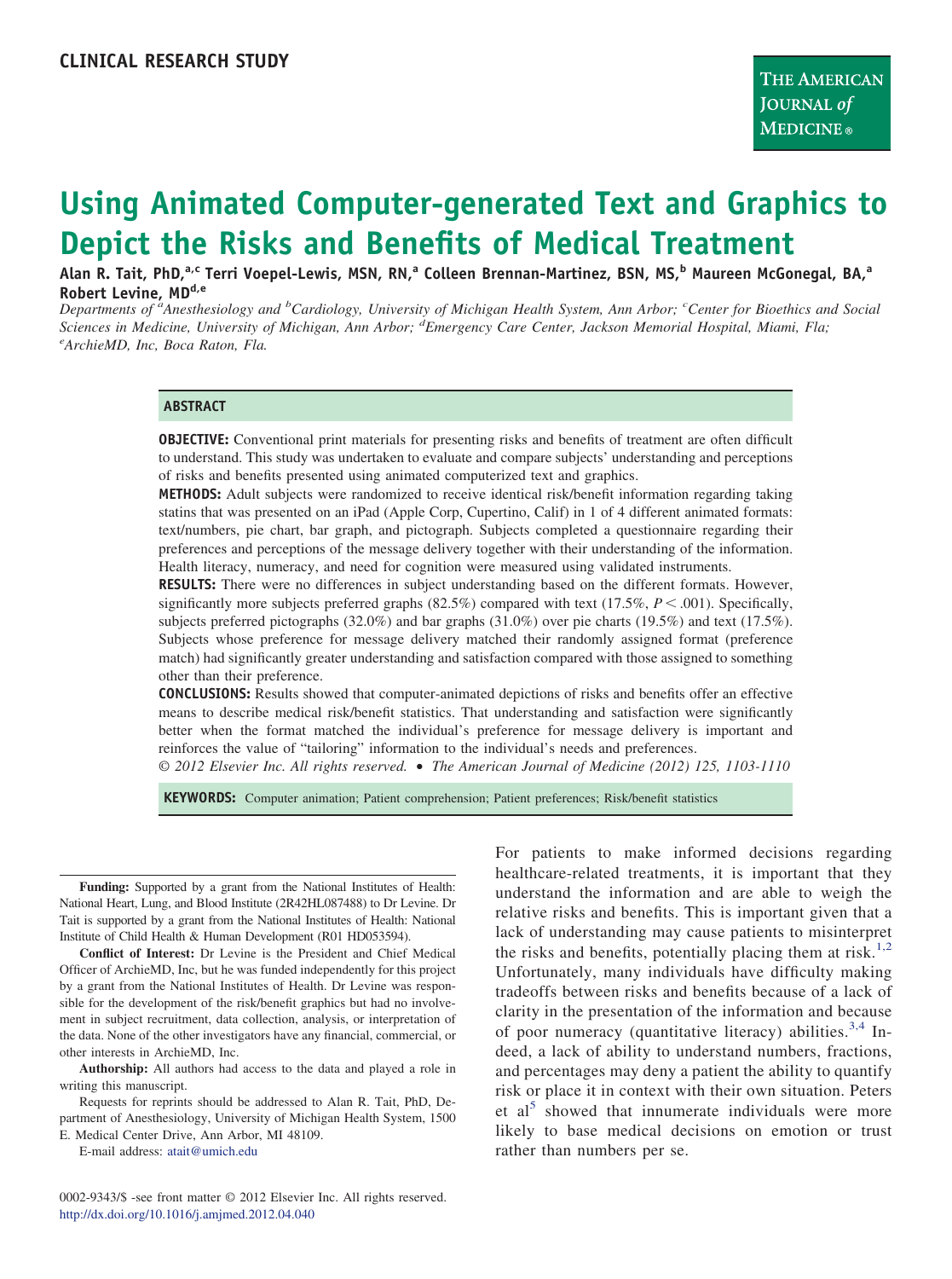CLINICAL RESEARCH STUDY

# Using Animated Computer-generated Text and Graphics to Depict the Risks and Benefits of Medical Treatment

**Alan R. Tait, PhD,[a,c] Terri Voepel-Lewis, MSN, RN,[a] Colleen Brennan-Martinez, BSN, MS,[b] Maureen McGonegal, BA,[a] Robert Levine, MD[d,e]**

*Departments of [a]Anesthesiology and [b]Cardiology, University of Michigan Health System, Ann Arbor; [c]Center for Bioethics and Social Sciences in Medicine, University of Michigan, Ann Arbor; [d]Emergency Care Center, Jackson Memorial Hospital, Miami, Fla; [e]ArchieMD, Inc, Boca Raton, Fla.*

## ABSTRACT

**OBJECTIVE:** Conventional print materials for presenting risks and benefits of treatment are often difficult to understand. This study was undertaken to evaluate and compare subjects' understanding and perceptions of risks and benefits presented using animated computerized text and graphics.

**METHODS:** Adult subjects were randomized to receive identical risk/benefit information regarding taking statins that was presented on an iPad (Apple Corp, Cupertino, Calif) in 1 of 4 different animated formats: text/numbers, pie chart, bar graph, and pictograph. Subjects completed a questionnaire regarding their preferences and perceptions of the message delivery together with their understanding of the information. Health literacy, numeracy, and need for cognition were measured using validated instruments.

**RESULTS:** There were no differences in subject understanding based on the different formats. However, significantly more subjects preferred graphs (82.5%) compared with text (17.5%, $P < .001$). Specifically, subjects preferred pictographs (32.0%) and bar graphs (31.0%) over pie charts (19.5%) and text (17.5%). Subjects whose preference for message delivery matched their randomly assigned format (preference match) had significantly greater understanding and satisfaction compared with those assigned to something other than their preference.

**CONCLUSIONS:** Results showed that computer-animated depictions of risks and benefits offer an effective means to describe medical risk/benefit statistics. That understanding and satisfaction were significantly better when the format matched the individual's preference for message delivery is important and reinforces the value of "tailoring" information to the individual's needs and preferences.

© 2012 Elsevier Inc. All rights reserved. • The American Journal of Medicine (2012) 125, 1103-1110

**KEYWORDS:** Computer animation; Patient comprehension; Patient preferences; Risk/benefit statistics

For patients to make informed decisions regarding healthcare-related treatments, it is important that they understand the information and are able to weigh the relative risks and benefits. This is important given that a lack of understanding may cause patients to misinterpret the risks and benefits, potentially placing them at risk.[1,2] Unfortunately, many individuals have difficulty making tradeoffs between risks and benefits because of a lack of clarity in the presentation of the information and because of poor numeracy (quantitative literacy) abilities.[3,4] Indeed, a lack of ability to understand numbers, fractions, and percentages may deny a patient the ability to quantify risk or place it in context with their own situation. Peters et al[5] showed that innumerate individuals were more likely to base medical decisions on emotion or trust rather than numbers per se.

**Funding:** Supported by a grant from the National Institutes of Health: National Heart, Lung, and Blood Institute (2R42HL087488) to Dr Levine. Dr Tait is supported by a grant from the National Institutes of Health: National Institute of Child Health & Human Development (R01 HD053594).

**Conflict of Interest:** Dr Levine is the President and Chief Medical Officer of ArchieMD, Inc, but he was funded independently for this project by a grant from the National Institutes of Health. Dr Levine was responsible for the development of the risk/benefit graphics but had no involvement in subject recruitment, data collection, analysis, or interpretation of the data. None of the other investigators have any financial, commercial, or other interests in ArchieMD, Inc.

**Authorship:** All authors had access to the data and played a role in writing this manuscript.

Requests for reprints should be addressed to Alan R. Tait, PhD, Department of Anesthesiology, University of Michigan Health System, 1500 E. Medical Center Drive, Ann Arbor, MI 48109.

E-mail address: atait@umich.edu

0002-9343/$ -see front matter © 2012 Elsevier Inc. All rights reserved.
http://dx.doi.org/10.1016/j.amjmed.2012.04.040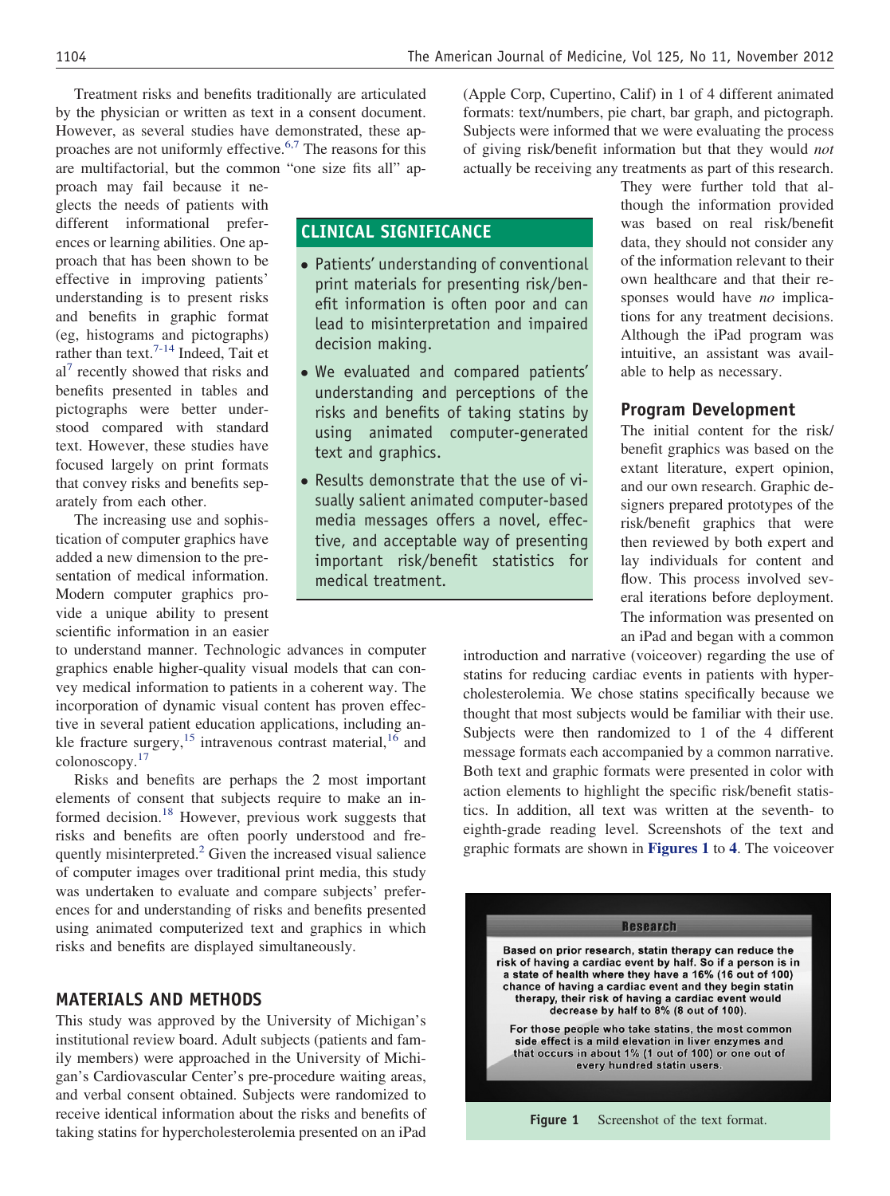Treatment risks and benefits traditionally are articulated by the physician or written as text in a consent document. However, as several studies have demonstrated, these approaches are not uniformly effective.[6,7] The reasons for this are multifactorial, but the common "one size fits all" approach may fail because it neglects the needs of patients with different informational preferences or learning abilities. One approach that has been shown to be effective in improving patients' understanding is to present risks and benefits in graphic format (eg, histograms and pictographs) rather than text.[7-14] Indeed, Tait et al[7] recently showed that risks and benefits presented in tables and pictographs were better understood compared with standard text. However, these studies have focused largely on print formats that convey risks and benefits separately from each other.

The increasing use and sophistication of computer graphics have added a new dimension to the presentation of medical information. Modern computer graphics provide a unique ability to present scientific information in an easier to understand manner. Technologic advances in computer graphics enable higher-quality visual models that can convey medical information to patients in a coherent way. The incorporation of dynamic visual content has proven effective in several patient education applications, including ankle fracture surgery,[15] intravenous contrast material,[16] and colonoscopy.[17]

Risks and benefits are perhaps the 2 most important elements of consent that subjects require to make an informed decision.[18] However, previous work suggests that risks and benefits are often poorly understood and frequently misinterpreted.[2] Given the increased visual salience of computer images over traditional print media, this study was undertaken to evaluate and compare subjects' preferences for and understanding of risks and benefits presented using animated computerized text and graphics in which risks and benefits are displayed simultaneously.

## CLINICAL SIGNIFICANCE

- Patients' understanding of conventional print materials for presenting risk/benefit information is often poor and can lead to misinterpretation and impaired decision making.
- We evaluated and compared patients' understanding and perceptions of the risks and benefits of taking statins by using animated computer-generated text and graphics.
- Results demonstrate that the use of visually salient animated computer-based media messages offers a novel, effective, and acceptable way of presenting important risk/benefit statistics for medical treatment.

## MATERIALS AND METHODS

This study was approved by the University of Michigan's institutional review board. Adult subjects (patients and family members) were approached in the University of Michigan's Cardiovascular Center's pre-procedure waiting areas, and verbal consent obtained. Subjects were randomized to receive identical information about the risks and benefits of taking statins for hypercholesterolemia presented on an iPad (Apple Corp, Cupertino, Calif) in 1 of 4 different animated formats: text/numbers, pie chart, bar graph, and pictograph. Subjects were informed that we were evaluating the process of giving risk/benefit information but that they would *not* actually be receiving any treatments as part of this research. They were further told that although the information provided was based on real risk/benefit data, they should not consider any of the information relevant to their own healthcare and that their responses would have *no* implications for any treatment decisions. Although the iPad program was intuitive, an assistant was available to help as necessary.

### Program Development

The initial content for the risk/benefit graphics was based on the extant literature, expert opinion, and our own research. Graphic designers prepared prototypes of the risk/benefit graphics that were then reviewed by both expert and lay individuals for content and flow. This process involved several iterations before deployment. The information was presented on an iPad and began with a common introduction and narrative (voiceover) regarding the use of statins for reducing cardiac events in patients with hypercholesterolemia. We chose statins specifically because we thought that most subjects would be familiar with their use. Subjects were then randomized to 1 of the 4 different message formats each accompanied by a common narrative. Both text and graphic formats were presented in color with action elements to highlight the specific risk/benefit statistics. In addition, all text was written at the seventh- to eighth-grade reading level. Screenshots of the text and graphic formats are shown in **Figures 1** to **4**. The voiceover

> **Research**
>
> Based on prior research, statin therapy can reduce the risk of having a cardiac event by half. So if a person is in a state of health where they have a 16% (16 out of 100) chance of having a cardiac event and they begin statin therapy, their risk of having a cardiac event would decrease by half to 8% (8 out of 100).
>
> For those people who take statins, the most common side effect is a mild elevation in liver enzymes and that occurs in about 1% (1 out of 100) or one out of every hundred statin users.

**Figure 1** Screenshot of the text format.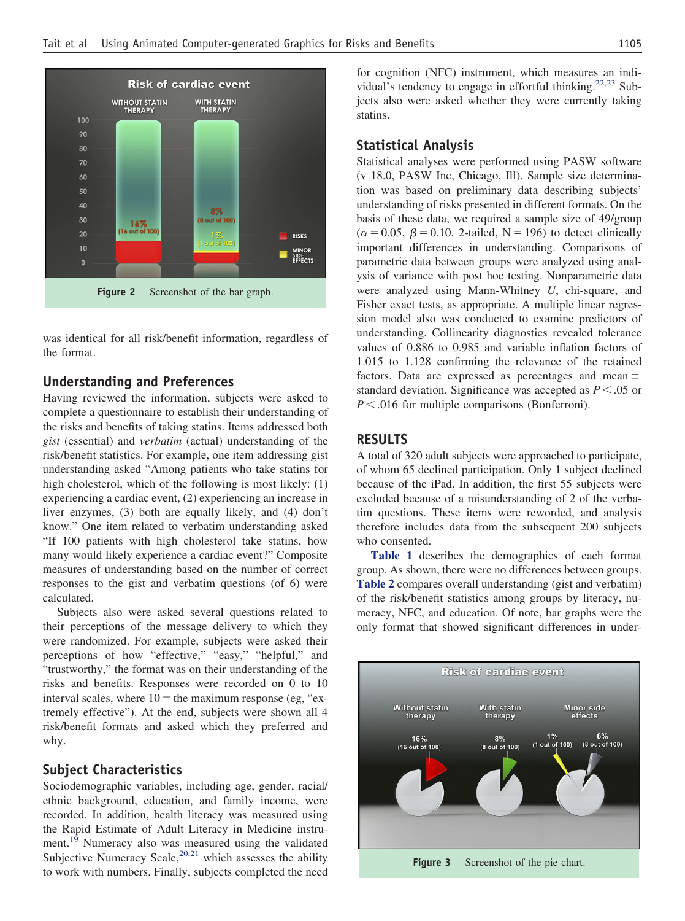Figure 2 Screenshot of the bar graph.

was identical for all risk/benefit information, regardless of the format.

## Understanding and Preferences

Having reviewed the information, subjects were asked to complete a questionnaire to establish their understanding of the risks and benefits of taking statins. Items addressed both *gist* (essential) and *verbatim* (actual) understanding of the risk/benefit statistics. For example, one item addressing gist understanding asked "Among patients who take statins for high cholesterol, which of the following is most likely: (1) experiencing a cardiac event, (2) experiencing an increase in liver enzymes, (3) both are equally likely, and (4) don't know." One item related to verbatim understanding asked "If 100 patients with high cholesterol take statins, how many would likely experience a cardiac event?" Composite measures of understanding based on the number of correct responses to the gist and verbatim questions (of 6) were calculated.

Subjects also were asked several questions related to their perceptions of the message delivery to which they were randomized. For example, subjects were asked their perceptions of how "effective," "easy," "helpful," and "trustworthy," the format was on their understanding of the risks and benefits. Responses were recorded on 0 to 10 interval scales, where 10 = the maximum response (eg, "extremely effective"). At the end, subjects were shown all 4 risk/benefit formats and asked which they preferred and why.

## Subject Characteristics

Sociodemographic variables, including age, gender, racial/ethnic background, education, and family income, were recorded. In addition, health literacy was measured using the Rapid Estimate of Adult Literacy in Medicine instrument.[19] Numeracy also was measured using the validated Subjective Numeracy Scale,[20,21] which assesses the ability to work with numbers. Finally, subjects completed the need for cognition (NFC) instrument, which measures an individual's tendency to engage in effortful thinking.[22,23] Subjects also were asked whether they were currently taking statins.

## Statistical Analysis

Statistical analyses were performed using PASW software (v 18.0, PASW Inc, Chicago, Ill). Sample size determination was based on preliminary data describing subjects' understanding of risks presented in different formats. On the basis of these data, we required a sample size of 49/group ($\alpha = 0.05$, $\beta = 0.10$, 2-tailed, N = 196) to detect clinically important differences in understanding. Comparisons of parametric data between groups were analyzed using analysis of variance with post hoc testing. Nonparametric data were analyzed using Mann-Whitney *U*, chi-square, and Fisher exact tests, as appropriate. A multiple linear regression model also was conducted to examine predictors of understanding. Collinearity diagnostics revealed tolerance values of 0.886 to 0.985 and variable inflation factors of 1.015 to 1.128 confirming the relevance of the retained factors. Data are expressed as percentages and mean ± standard deviation. Significance was accepted as $P < .05$ or $P < .016$ for multiple comparisons (Bonferroni).

## RESULTS

A total of 320 adult subjects were approached to participate, of whom 65 declined participation. Only 1 subject declined because of the iPad. In addition, the first 55 subjects were excluded because of a misunderstanding of 2 of the verbatim questions. These items were reworded, and analysis therefore includes data from the subsequent 200 subjects who consented.

Table 1 describes the demographics of each format group. As shown, there were no differences between groups. Table 2 compares overall understanding (gist and verbatim) of the risk/benefit statistics among groups by literacy, numeracy, NFC, and education. Of note, bar graphs were the only format that showed significant differences in under-

Figure 3 Screenshot of the pie chart.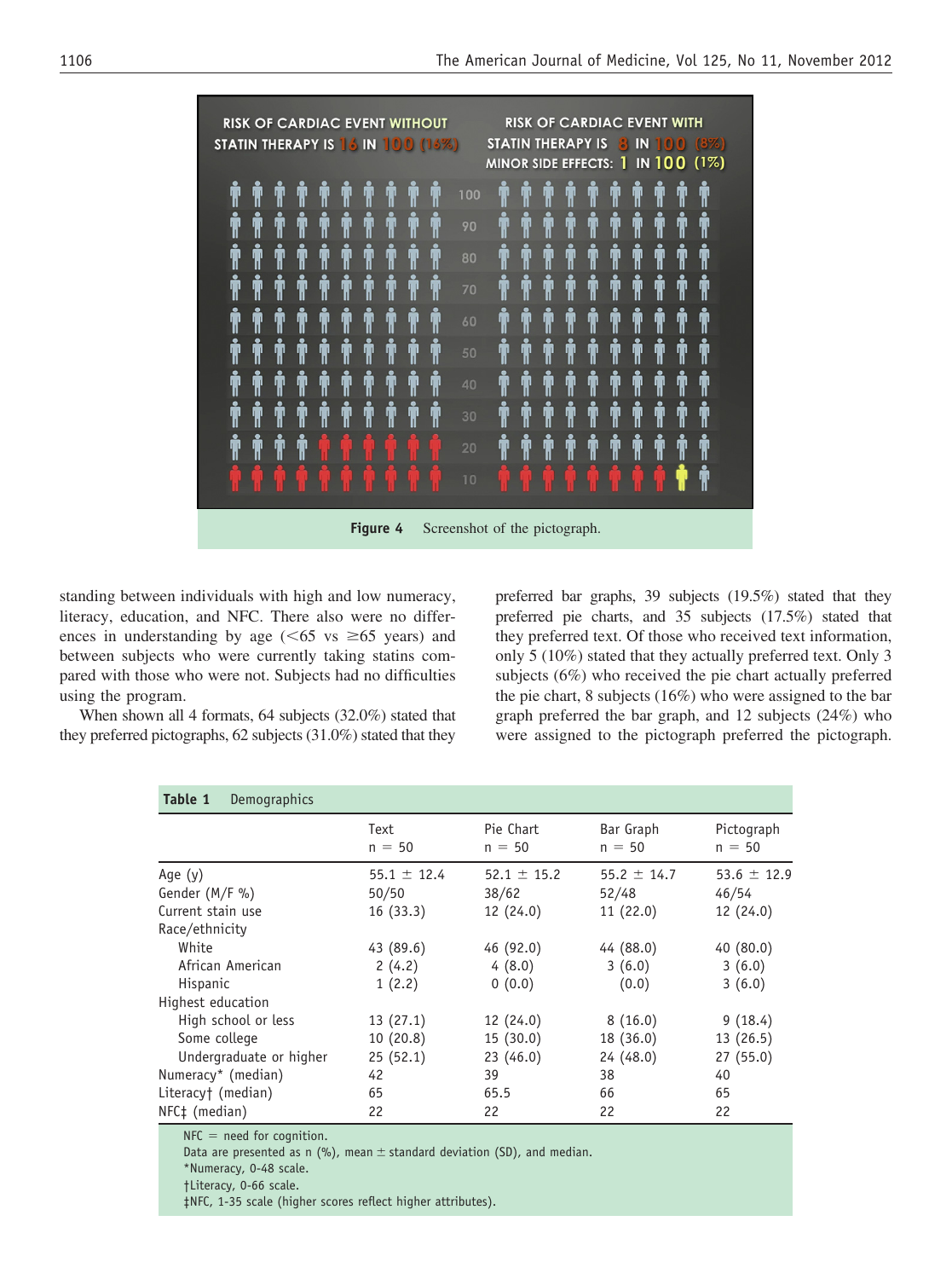Figure 4 Screenshot of the pictograph.

standing between individuals with high and low numeracy, literacy, education, and NFC. There also were no differences in understanding by age (<65 vs ≥65 years) and between subjects who were currently taking statins compared with those who were not. Subjects had no difficulties using the program.

When shown all 4 formats, 64 subjects (32.0%) stated that they preferred pictographs, 62 subjects (31.0%) stated that they preferred bar graphs, 39 subjects (19.5%) stated that they preferred pie charts, and 35 subjects (17.5%) stated that they preferred text. Of those who received text information, only 5 (10%) stated that they actually preferred text. Only 3 subjects (6%) who received the pie chart actually preferred the pie chart, 8 subjects (16%) who were assigned to the bar graph preferred the bar graph, and 12 subjects (24%) who were assigned to the pictograph preferred the pictograph.

**Table 1** Demographics

| | Text n = 50 | Pie Chart n = 50 | Bar Graph n = 50 | Pictograph n = 50 |
|---|---|---|---|---|
| Age (y) | 55.1 ± 12.4 | 52.1 ± 15.2 | 55.2 ± 14.7 | 53.6 ± 12.9 |
| Gender (M/F %) | 50/50 | 38/62 | 52/48 | 46/54 |
| Current stain use | 16 (33.3) | 12 (24.0) | 11 (22.0) | 12 (24.0) |
| Race/ethnicity | | | | |
| White | 43 (89.6) | 46 (92.0) | 44 (88.0) | 40 (80.0) |
| African American | 2 (4.2) | 4 (8.0) | 3 (6.0) | 3 (6.0) |
| Hispanic | 1 (2.2) | 0 (0.0) | (0.0) | 3 (6.0) |
| Highest education | | | | |
| High school or less | 13 (27.1) | 12 (24.0) | 8 (16.0) | 9 (18.4) |
| Some college | 10 (20.8) | 15 (30.0) | 18 (36.0) | 13 (26.5) |
| Undergraduate or higher | 25 (52.1) | 23 (46.0) | 24 (48.0) | 27 (55.0) |
| Numeracy* (median) | 42 | 39 | 38 | 40 |
| Literacy† (median) | 65 | 65.5 | 66 | 65 |
| NFC‡ (median) | 22 | 22 | 22 | 22 |

NFC = need for cognition.
Data are presented as n (%), mean ± standard deviation (SD), and median.
*Numeracy, 0-48 scale.
†Literacy, 0-66 scale.
‡NFC, 1-35 scale (higher scores reflect higher attributes).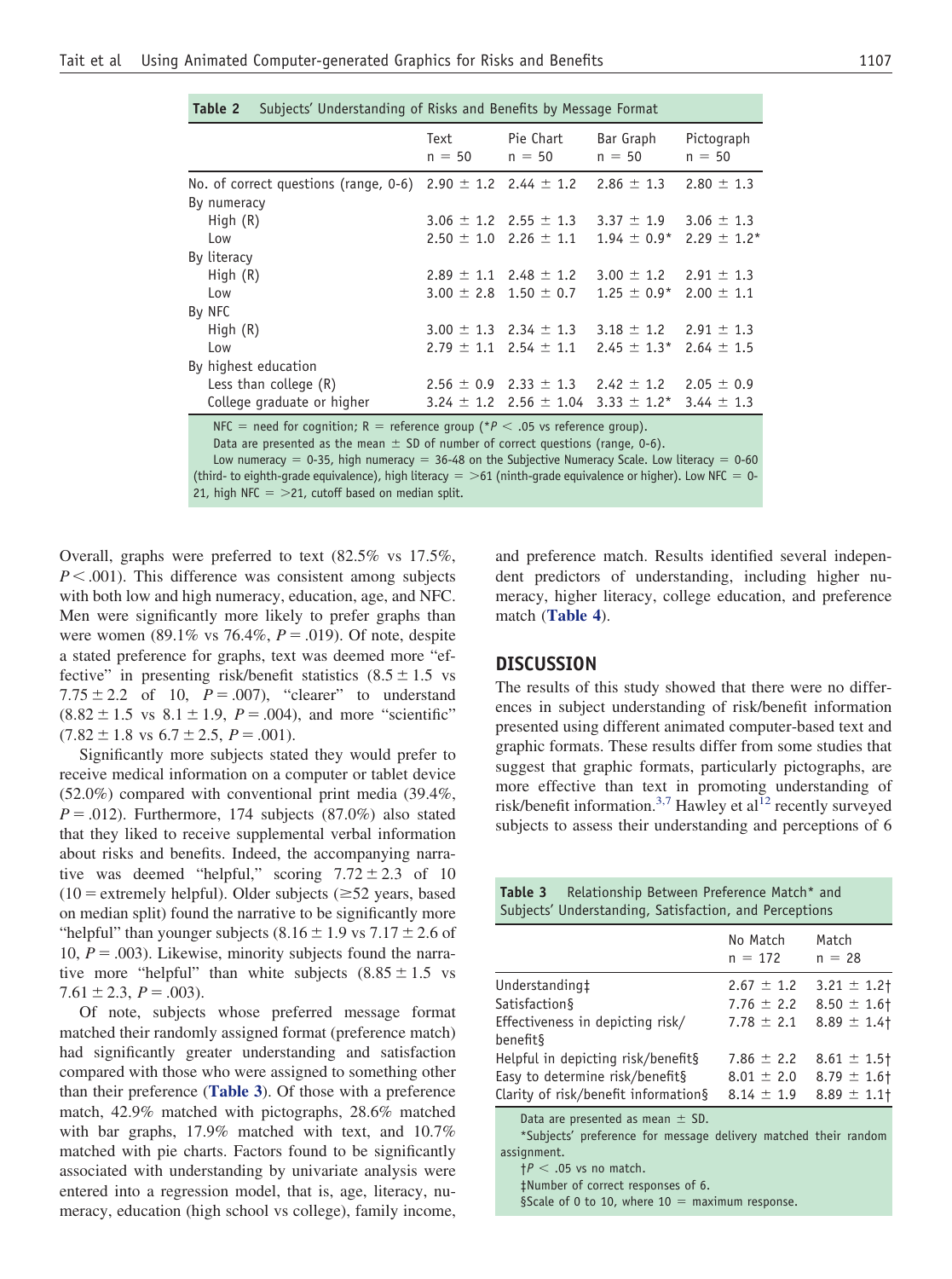**Table 2** Subjects' Understanding of Risks and Benefits by Message Format

| | Text n = 50 | Pie Chart n = 50 | Bar Graph n = 50 | Pictograph n = 50 |
|---|---|---|---|---|
| No. of correct questions (range, 0-6) | 2.90 ± 1.2 | 2.44 ± 1.2 | 2.86 ± 1.3 | 2.80 ± 1.3 |
| By numeracy | | | | |
| High (R) | 3.06 ± 1.2 | 2.55 ± 1.3 | 3.37 ± 1.9 | 3.06 ± 1.3 |
| Low | 2.50 ± 1.0 | 2.26 ± 1.1 | 1.94 ± 0.9* | 2.29 ± 1.2* |
| By literacy | | | | |
| High (R) | 2.89 ± 1.1 | 2.48 ± 1.2 | 3.00 ± 1.2 | 2.91 ± 1.3 |
| Low | 3.00 ± 2.8 | 1.50 ± 0.7 | 1.25 ± 0.9* | 2.00 ± 1.1 |
| By NFC | | | | |
| High (R) | 3.00 ± 1.3 | 2.34 ± 1.3 | 3.18 ± 1.2 | 2.91 ± 1.3 |
| Low | 2.79 ± 1.1 | 2.54 ± 1.1 | 2.45 ± 1.3* | 2.64 ± 1.5 |
| By highest education | | | | |
| Less than college (R) | 2.56 ± 0.9 | 2.33 ± 1.3 | 2.42 ± 1.2 | 2.05 ± 0.9 |
| College graduate or higher | 3.24 ± 1.2 | 2.56 ± 1.04 | 3.33 ± 1.2* | 3.44 ± 1.3 |

NFC = need for cognition; R = reference group (*$P < .05$ vs reference group).
Data are presented as the mean ± SD of number of correct questions (range, 0-6).
Low numeracy = 0-35, high numeracy = 36-48 on the Subjective Numeracy Scale. Low literacy = 0-60 (third- to eighth-grade equivalence), high literacy = >61 (ninth-grade equivalence or higher). Low NFC = 0-21, high NFC = >21, cutoff based on median split.

Overall, graphs were preferred to text (82.5% vs 17.5%, $P < .001$). This difference was consistent among subjects with both low and high numeracy, education, age, and NFC. Men were significantly more likely to prefer graphs than were women (89.1% vs 76.4%, $P = .019$). Of note, despite a stated preference for graphs, text was deemed more "effective" in presenting risk/benefit statistics (8.5 ± 1.5 vs 7.75 ± 2.2 of 10, $P = .007$), "clearer" to understand (8.82 ± 1.5 vs 8.1 ± 1.9, $P = .004$), and more "scientific" (7.82 ± 1.8 vs 6.7 ± 2.5, $P = .001$).

Significantly more subjects stated they would prefer to receive medical information on a computer or tablet device (52.0%) compared with conventional print media (39.4%, $P = .012$). Furthermore, 174 subjects (87.0%) also stated that they liked to receive supplemental verbal information about risks and benefits. Indeed, the accompanying narrative was deemed "helpful," scoring 7.72 ± 2.3 of 10 (10 = extremely helpful). Older subjects (≥52 years, based on median split) found the narrative to be significantly more "helpful" than younger subjects (8.16 ± 1.9 vs 7.17 ± 2.6 of 10, $P = .003$). Likewise, minority subjects found the narrative more "helpful" than white subjects (8.85 ± 1.5 vs 7.61 ± 2.3, $P = .003$).

Of note, subjects whose preferred message format matched their randomly assigned format (preference match) had significantly greater understanding and satisfaction compared with those who were assigned to something other than their preference (**Table 3**). Of those with a preference match, 42.9% matched with pictographs, 28.6% matched with bar graphs, 17.9% matched with text, and 10.7% matched with pie charts. Factors found to be significantly associated with understanding by univariate analysis were entered into a regression model, that is, age, literacy, numeracy, education (high school vs college), family income, and preference match. Results identified several independent predictors of understanding, including higher numeracy, higher literacy, college education, and preference match (**Table 4**).

## DISCUSSION

The results of this study showed that there were no differences in subject understanding of risk/benefit information presented using different animated computer-based text and graphic formats. These results differ from some studies that suggest that graphic formats, particularly pictographs, are more effective than text in promoting understanding of risk/benefit information.[3,7] Hawley et al[12] recently surveyed subjects to assess their understanding and perceptions of 6

**Table 3** Relationship Between Preference Match* and Subjects' Understanding, Satisfaction, and Perceptions

| | No Match n = 172 | Match n = 28 |
|---|---|---|
| Understanding‡ | 2.67 ± 1.2 | 3.21 ± 1.2† |
| Satisfaction§ | 7.76 ± 2.2 | 8.50 ± 1.6† |
| Effectiveness in depicting risk/benefit§ | 7.78 ± 2.1 | 8.89 ± 1.4† |
| Helpful in depicting risk/benefit§ | 7.86 ± 2.2 | 8.61 ± 1.5† |
| Easy to determine risk/benefit§ | 8.01 ± 2.0 | 8.79 ± 1.6† |
| Clarity of risk/benefit information§ | 8.14 ± 1.9 | 8.89 ± 1.1† |

Data are presented as mean ± SD.
*Subjects' preference for message delivery matched their random assignment.
†$P < .05$ vs no match.
‡Number of correct responses of 6.
§Scale of 0 to 10, where 10 = maximum response.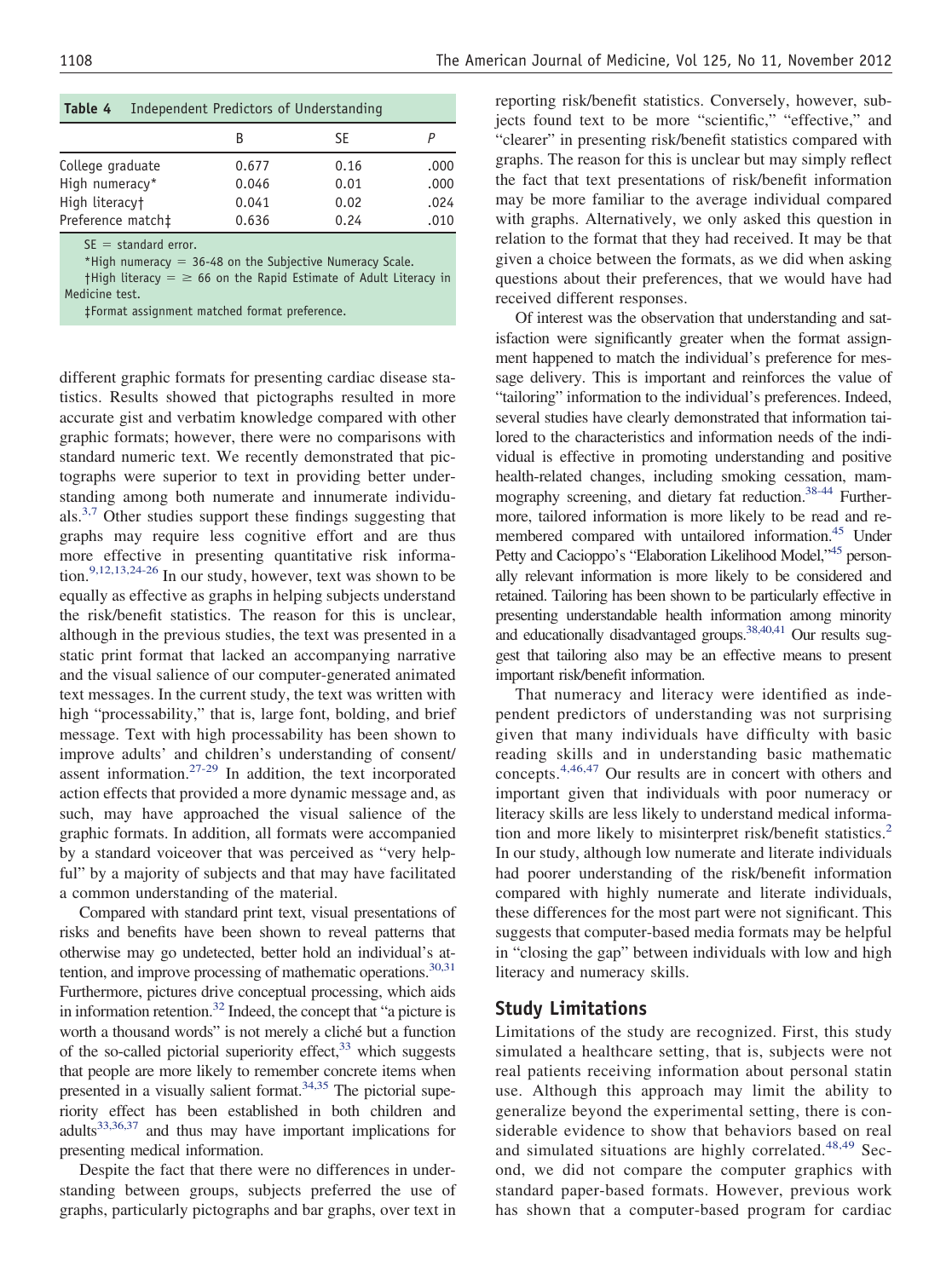**Table 4** Independent Predictors of Understanding

| | B | SE | P |
|---|---|---|---|
| College graduate | 0.677 | 0.16 | .000 |
| High numeracy* | 0.046 | 0.01 | .000 |
| High literacy† | 0.041 | 0.02 | .024 |
| Preference match‡ | 0.636 | 0.24 | .010 |

SE = standard error.

*High numeracy = 36-48 on the Subjective Numeracy Scale.

†High literacy = ≥ 66 on the Rapid Estimate of Adult Literacy in Medicine test.

‡Format assignment matched format preference.

different graphic formats for presenting cardiac disease statistics. Results showed that pictographs resulted in more accurate gist and verbatim knowledge compared with other graphic formats; however, there were no comparisons with standard numeric text. We recently demonstrated that pictographs were superior to text in providing better understanding among both numerate and innumerate individuals.[3,7] Other studies support these findings suggesting that graphs may require less cognitive effort and are thus more effective in presenting quantitative risk information.[9,12,13,24-26] In our study, however, text was shown to be equally as effective as graphs in helping subjects understand the risk/benefit statistics. The reason for this is unclear, although in the previous studies, the text was presented in a static print format that lacked an accompanying narrative and the visual salience of our computer-generated animated text messages. In the current study, the text was written with high "processability," that is, large font, bolding, and brief message. Text with high processability has been shown to improve adults' and children's understanding of consent/assent information.[27-29] In addition, the text incorporated action effects that provided a more dynamic message and, as such, may have approached the visual salience of the graphic formats. In addition, all formats were accompanied by a standard voiceover that was perceived as "very helpful" by a majority of subjects and that may have facilitated a common understanding of the material.

Compared with standard print text, visual presentations of risks and benefits have been shown to reveal patterns that otherwise may go undetected, better hold an individual's attention, and improve processing of mathematic operations.[30,31] Furthermore, pictures drive conceptual processing, which aids in information retention.[32] Indeed, the concept that "a picture is worth a thousand words" is not merely a cliché but a function of the so-called pictorial superiority effect,[33] which suggests that people are more likely to remember concrete items when presented in a visually salient format.[34,35] The pictorial superiority effect has been established in both children and adults[33,36,37] and thus may have important implications for presenting medical information.

Despite the fact that there were no differences in understanding between groups, subjects preferred the use of graphs, particularly pictographs and bar graphs, over text in reporting risk/benefit statistics. Conversely, however, subjects found text to be more "scientific," "effective," and "clearer" in presenting risk/benefit statistics compared with graphs. The reason for this is unclear but may simply reflect the fact that text presentations of risk/benefit information may be more familiar to the average individual compared with graphs. Alternatively, we only asked this question in relation to the format that they had received. It may be that given a choice between the formats, as we did when asking questions about their preferences, that we would have had received different responses.

Of interest was the observation that understanding and satisfaction were significantly greater when the format assignment happened to match the individual's preference for message delivery. This is important and reinforces the value of "tailoring" information to the individual's preferences. Indeed, several studies have clearly demonstrated that information tailored to the characteristics and information needs of the individual is effective in promoting understanding and positive health-related changes, including smoking cessation, mammography screening, and dietary fat reduction.[38-44] Furthermore, tailored information is more likely to be read and remembered compared with untailored information.[45] Under Petty and Cacioppo's "Elaboration Likelihood Model,"[45] personally relevant information is more likely to be considered and retained. Tailoring has been shown to be particularly effective in presenting understandable health information among minority and educationally disadvantaged groups.[38,40,41] Our results suggest that tailoring also may be an effective means to present important risk/benefit information.

That numeracy and literacy were identified as independent predictors of understanding was not surprising given that many individuals have difficulty with basic reading skills and in understanding basic mathematic concepts.[4,46,47] Our results are in concert with others and important given that individuals with poor numeracy or literacy skills are less likely to understand medical information and more likely to misinterpret risk/benefit statistics.[2] In our study, although low numerate and literate individuals had poorer understanding of the risk/benefit information compared with highly numerate and literate individuals, these differences for the most part were not significant. This suggests that computer-based media formats may be helpful in "closing the gap" between individuals with low and high literacy and numeracy skills.

## Study Limitations

Limitations of the study are recognized. First, this study simulated a healthcare setting, that is, subjects were not real patients receiving information about personal statin use. Although this approach may limit the ability to generalize beyond the experimental setting, there is considerable evidence to show that behaviors based on real and simulated situations are highly correlated.[48,49] Second, we did not compare the computer graphics with standard paper-based formats. However, previous work has shown that a computer-based program for cardiac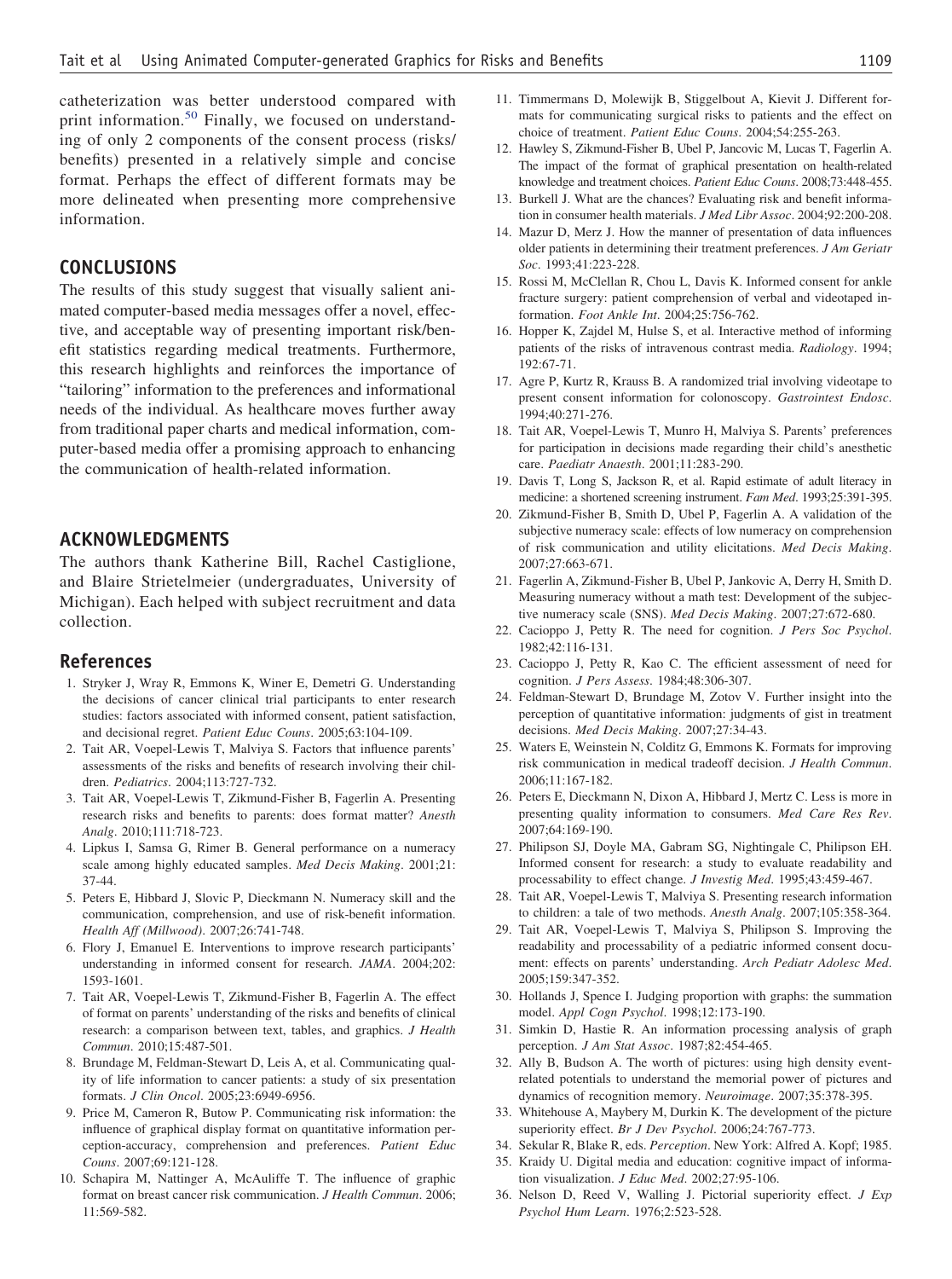catheterization was better understood compared with print information.[50] Finally, we focused on understanding of only 2 components of the consent process (risks/benefits) presented in a relatively simple and concise format. Perhaps the effect of different formats may be more delineated when presenting more comprehensive information.

## CONCLUSIONS

The results of this study suggest that visually salient animated computer-based media messages offer a novel, effective, and acceptable way of presenting important risk/benefit statistics regarding medical treatments. Furthermore, this research highlights and reinforces the importance of "tailoring" information to the preferences and informational needs of the individual. As healthcare moves further away from traditional paper charts and medical information, computer-based media offer a promising approach to enhancing the communication of health-related information.

## ACKNOWLEDGMENTS

The authors thank Katherine Bill, Rachel Castiglione, and Blaire Strietelmeier (undergraduates, University of Michigan). Each helped with subject recruitment and data collection.

## References

1. Stryker J, Wray R, Emmons K, Winer E, Demetri G. Understanding the decisions of cancer clinical trial participants to enter research studies: factors associated with informed consent, patient satisfaction, and decisional regret. *Patient Educ Couns*. 2005;63:104-109.
2. Tait AR, Voepel-Lewis T, Malviya S. Factors that influence parents' assessments of the risks and benefits of research involving their children. *Pediatrics*. 2004;113:727-732.
3. Tait AR, Voepel-Lewis T, Zikmund-Fisher B, Fagerlin A. Presenting research risks and benefits to parents: does format matter? *Anesth Analg*. 2010;111:718-723.
4. Lipkus I, Samsa G, Rimer B. General performance on a numeracy scale among highly educated samples. *Med Decis Making*. 2001;21:37-44.
5. Peters E, Hibbard J, Slovic P, Dieckmann N. Numeracy skill and the communication, comprehension, and use of risk-benefit information. *Health Aff (Millwood)*. 2007;26:741-748.
6. Flory J, Emanuel E. Interventions to improve research participants' understanding in informed consent for research. *JAMA*. 2004;202:1593-1601.
7. Tait AR, Voepel-Lewis T, Zikmund-Fisher B, Fagerlin A. The effect of format on parents' understanding of the risks and benefits of clinical research: a comparison between text, tables, and graphics. *J Health Commun*. 2010;15:487-501.
8. Brundage M, Feldman-Stewart D, Leis A, et al. Communicating quality of life information to cancer patients: a study of six presentation formats. *J Clin Oncol*. 2005;23:6949-6956.
9. Price M, Cameron R, Butow P. Communicating risk information: the influence of graphical display format on quantitative information perception-accuracy, comprehension and preferences. *Patient Educ Couns*. 2007;69:121-128.
10. Schapira M, Nattinger A, McAuliffe T. The influence of graphic format on breast cancer risk communication. *J Health Commun*. 2006;11:569-582.
11. Timmermans D, Molewijk B, Stiggelbout A, Kievit J. Different formats for communicating surgical risks to patients and the effect on choice of treatment. *Patient Educ Couns*. 2004;54:255-263.
12. Hawley S, Zikmund-Fisher B, Ubel P, Jancovic M, Lucas T, Fagerlin A. The impact of the format of graphical presentation on health-related knowledge and treatment choices. *Patient Educ Couns*. 2008;73:448-455.
13. Burkell J. What are the chances? Evaluating risk and benefit information in consumer health materials. *J Med Libr Assoc*. 2004;92:200-208.
14. Mazur D, Merz J. How the manner of presentation of data influences older patients in determining their treatment preferences. *J Am Geriatr Soc*. 1993;41:223-228.
15. Rossi M, McClellan R, Chou L, Davis K. Informed consent for ankle fracture surgery: patient comprehension of verbal and videotaped information. *Foot Ankle Int*. 2004;25:756-762.
16. Hopper K, Zajdel M, Hulse S, et al. Interactive method of informing patients of the risks of intravenous contrast media. *Radiology*. 1994;192:67-71.
17. Agre P, Kurtz R, Krauss B. A randomized trial involving videotape to present consent information for colonoscopy. *Gastrointest Endosc*. 1994;40:271-276.
18. Tait AR, Voepel-Lewis T, Munro H, Malviya S. Parents' preferences for participation in decisions made regarding their child's anesthetic care. *Paediatr Anaesth*. 2001;11:283-290.
19. Davis T, Long S, Jackson R, et al. Rapid estimate of adult literacy in medicine: a shortened screening instrument. *Fam Med*. 1993;25:391-395.
20. Zikmund-Fisher B, Smith D, Ubel P, Fagerlin A. A validation of the subjective numeracy scale: effects of low numeracy on comprehension of risk communication and utility elicitations. *Med Decis Making*. 2007;27:663-671.
21. Fagerlin A, Zikmund-Fisher B, Ubel P, Jankovic A, Derry H, Smith D. Measuring numeracy without a math test: Development of the subjective numeracy scale (SNS). *Med Decis Making*. 2007;27:672-680.
22. Cacioppo J, Petty R. The need for cognition. *J Pers Soc Psychol*. 1982;42:116-131.
23. Cacioppo J, Petty R, Kao C. The efficient assessment of need for cognition. *J Pers Assess*. 1984;48:306-307.
24. Feldman-Stewart D, Brundage M, Zotov V. Further insight into the perception of quantitative information: judgments of gist in treatment decisions. *Med Decis Making*. 2007;27:34-43.
25. Waters E, Weinstein N, Colditz G, Emmons K. Formats for improving risk communication in medical tradeoff decision. *J Health Commun*. 2006;11:167-182.
26. Peters E, Dieckmann N, Dixon A, Hibbard J, Mertz C. Less is more in presenting quality information to consumers. *Med Care Res Rev*. 2007;64:169-190.
27. Philipson SJ, Doyle MA, Gabram SG, Nightingale C, Philipson EH. Informed consent for research: a study to evaluate readability and processability to effect change. *J Investig Med*. 1995;43:459-467.
28. Tait AR, Voepel-Lewis T, Malviya S. Presenting research information to children: a tale of two methods. *Anesth Analg*. 2007;105:358-364.
29. Tait AR, Voepel-Lewis T, Malviya S, Philipson S. Improving the readability and processability of a pediatric informed consent document: effects on parents' understanding. *Arch Pediatr Adolesc Med*. 2005;159:347-352.
30. Hollands J, Spence I. Judging proportion with graphs: the summation model. *Appl Cogn Psychol*. 1998;12:173-190.
31. Simkin D, Hastie R. An information processing analysis of graph perception. *J Am Stat Assoc*. 1987;82:454-465.
32. Ally B, Budson A. The worth of pictures: using high density event-related potentials to understand the memorial power of pictures and dynamics of recognition memory. *Neuroimage*. 2007;35:378-395.
33. Whitehouse A, Maybery M, Durkin K. The development of the picture superiority effect. *Br J Dev Psychol*. 2006;24:767-773.
34. Sekular R, Blake R, eds. *Perception*. New York: Alfred A. Kopf; 1985.
35. Kraidy U. Digital media and education: cognitive impact of information visualization. *J Educ Med*. 2002;27:95-106.
36. Nelson D, Reed V, Walling J. Pictorial superiority effect. *J Exp Psychol Hum Learn*. 1976;2:523-528.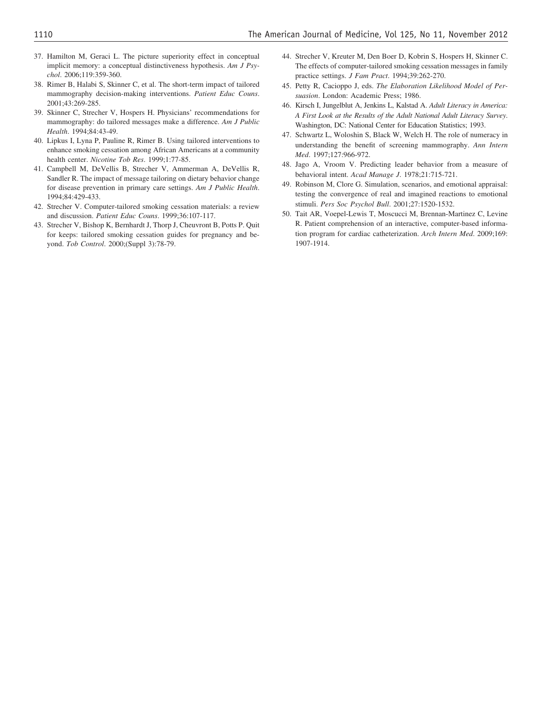37. Hamilton M, Geraci L. The picture superiority effect in conceptual implicit memory: a conceptual distinctiveness hypothesis. *Am J Psychol*. 2006;119:359-360.
38. Rimer B, Halabi S, Skinner C, et al. The short-term impact of tailored mammography decision-making interventions. *Patient Educ Couns*. 2001;43:269-285.
39. Skinner C, Strecher V, Hospers H. Physicians' recommendations for mammography: do tailored messages make a difference. *Am J Public Health*. 1994;84:43-49.
40. Lipkus I, Lyna P, Pauline R, Rimer B. Using tailored interventions to enhance smoking cessation among African Americans at a community health center. *Nicotine Tob Res*. 1999;1:77-85.
41. Campbell M, DeVellis B, Strecher V, Ammerman A, DeVellis R, Sandler R. The impact of message tailoring on dietary behavior change for disease prevention in primary care settings. *Am J Public Health*. 1994;84:429-433.
42. Strecher V. Computer-tailored smoking cessation materials: a review and discussion. *Patient Educ Couns*. 1999;36:107-117.
43. Strecher V, Bishop K, Bernhardt J, Thorp J, Cheuvront B, Potts P. Quit for keeps: tailored smoking cessation guides for pregnancy and beyond. *Tob Control*. 2000;(Suppl 3):78-79.
44. Strecher V, Kreuter M, Den Boer D, Kobrin S, Hospers H, Skinner C. The effects of computer-tailored smoking cessation messages in family practice settings. *J Fam Pract*. 1994;39:262-270.
45. Petty R, Cacioppo J, eds. *The Elaboration Likelihood Model of Persuasion*. London: Academic Press; 1986.
46. Kirsch I, Jungelblut A, Jenkins L, Kalstad A. *Adult Literacy in America: A First Look at the Results of the Adult National Adult Literacy Survey*. Washington, DC: National Center for Education Statistics; 1993.
47. Schwartz L, Woloshin S, Black W, Welch H. The role of numeracy in understanding the benefit of screening mammography. *Ann Intern Med*. 1997;127:966-972.
48. Jago A, Vroom V. Predicting leader behavior from a measure of behavioral intent. *Acad Manage J*. 1978;21:715-721.
49. Robinson M, Clore G. Simulation, scenarios, and emotional appraisal: testing the convergence of real and imagined reactions to emotional stimuli. *Pers Soc Psychol Bull*. 2001;27:1520-1532.
50. Tait AR, Voepel-Lewis T, Moscucci M, Brennan-Martinez C, Levine R. Patient comprehension of an interactive, computer-based information program for cardiac catheterization. *Arch Intern Med*. 2009;169: 1907-1914.